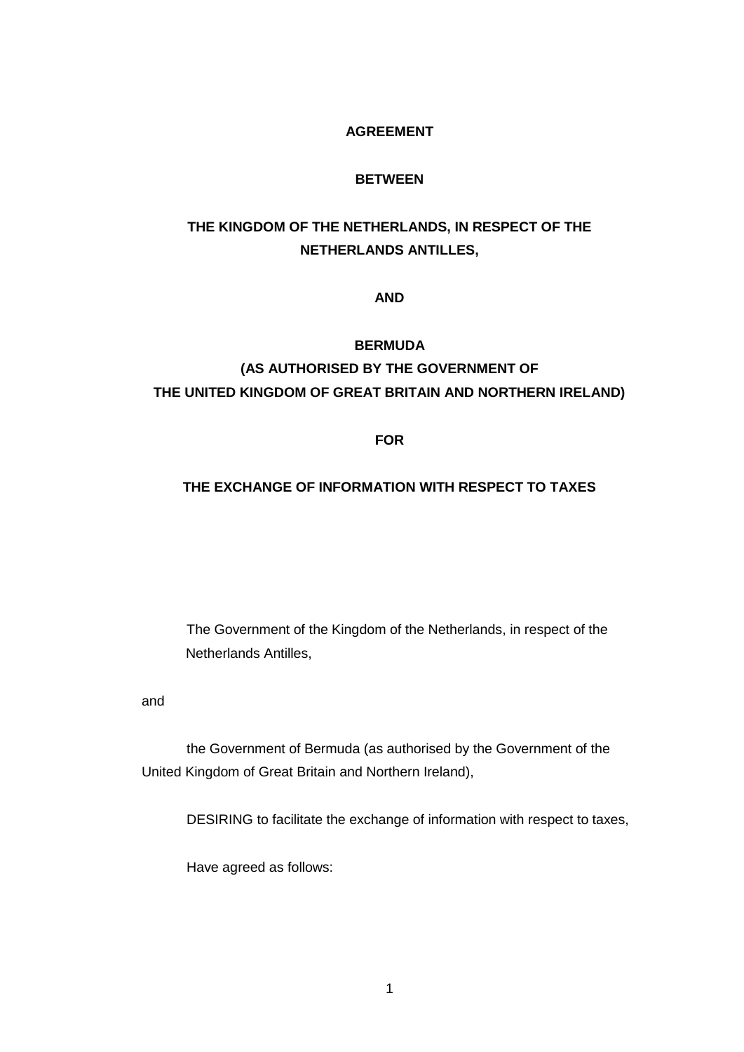**AGREEMENT**

**BETWEEN**

**THE KINGDOM OF THE NETHERLANDS, IN RESPECT OF THE NETHERLANDS ANTILLES,**

**AND**

**BERMUDA**
**(AS AUTHORISED BY THE GOVERNMENT OF THE UNITED KINGDOM OF GREAT BRITAIN AND NORTHERN IRELAND)**

**FOR**

**THE EXCHANGE OF INFORMATION WITH RESPECT TO TAXES**

The Government of the Kingdom of the Netherlands, in respect of the Netherlands Antilles,

and

the Government of Bermuda (as authorised by the Government of the United Kingdom of Great Britain and Northern Ireland),

DESIRING to facilitate the exchange of information with respect to taxes,

Have agreed as follows: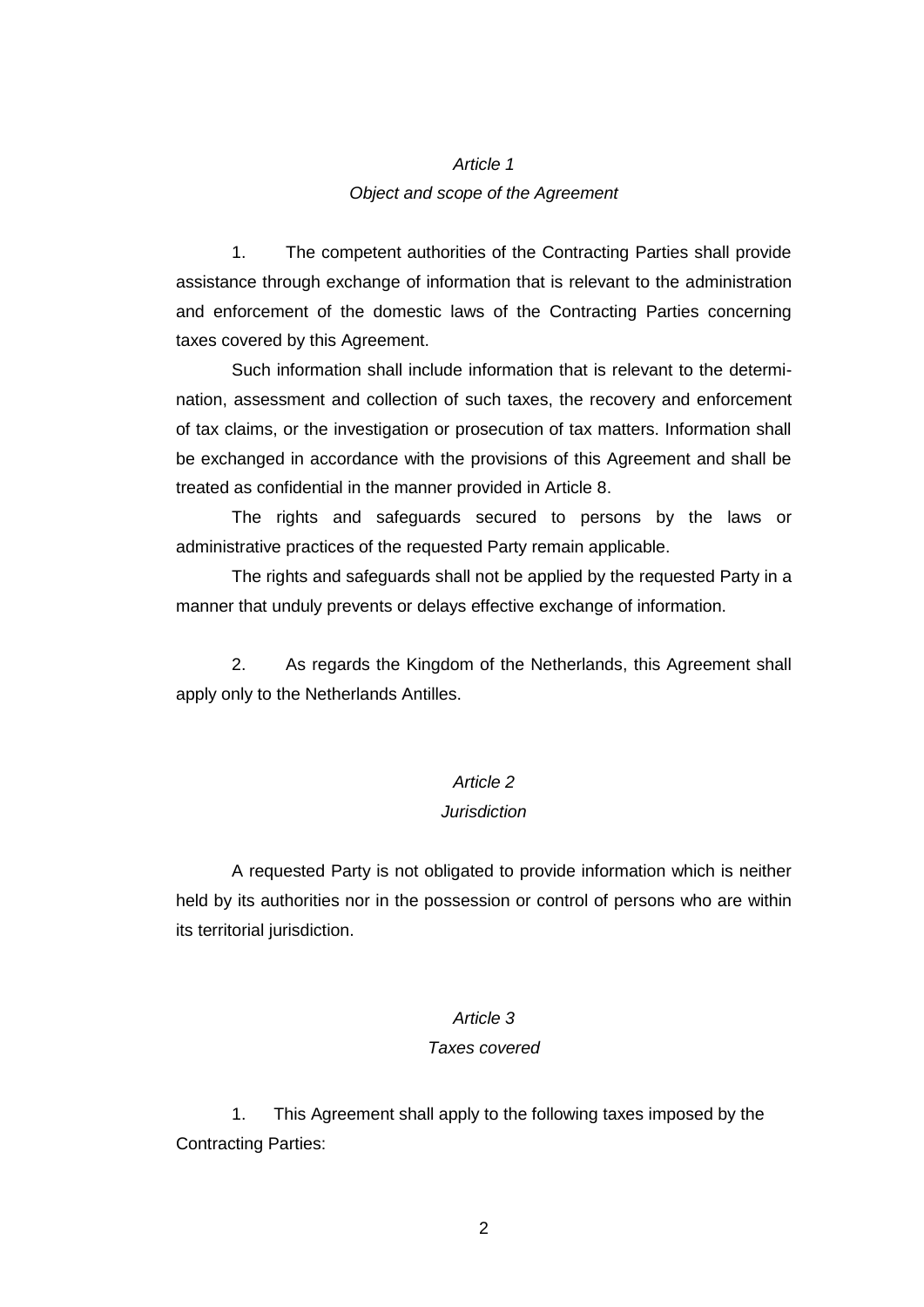*Article 1*

*Object and scope of the Agreement*

1. The competent authorities of the Contracting Parties shall provide assistance through exchange of information that is relevant to the administration and enforcement of the domestic laws of the Contracting Parties concerning taxes covered by this Agreement.

Such information shall include information that is relevant to the determination, assessment and collection of such taxes, the recovery and enforcement of tax claims, or the investigation or prosecution of tax matters. Information shall be exchanged in accordance with the provisions of this Agreement and shall be treated as confidential in the manner provided in Article 8.

The rights and safeguards secured to persons by the laws or administrative practices of the requested Party remain applicable.

The rights and safeguards shall not be applied by the requested Party in a manner that unduly prevents or delays effective exchange of information.

2. As regards the Kingdom of the Netherlands, this Agreement shall apply only to the Netherlands Antilles.

*Article 2*

*Jurisdiction*

A requested Party is not obligated to provide information which is neither held by its authorities nor in the possession or control of persons who are within its territorial jurisdiction.

*Article 3*

*Taxes covered*

1. This Agreement shall apply to the following taxes imposed by the Contracting Parties: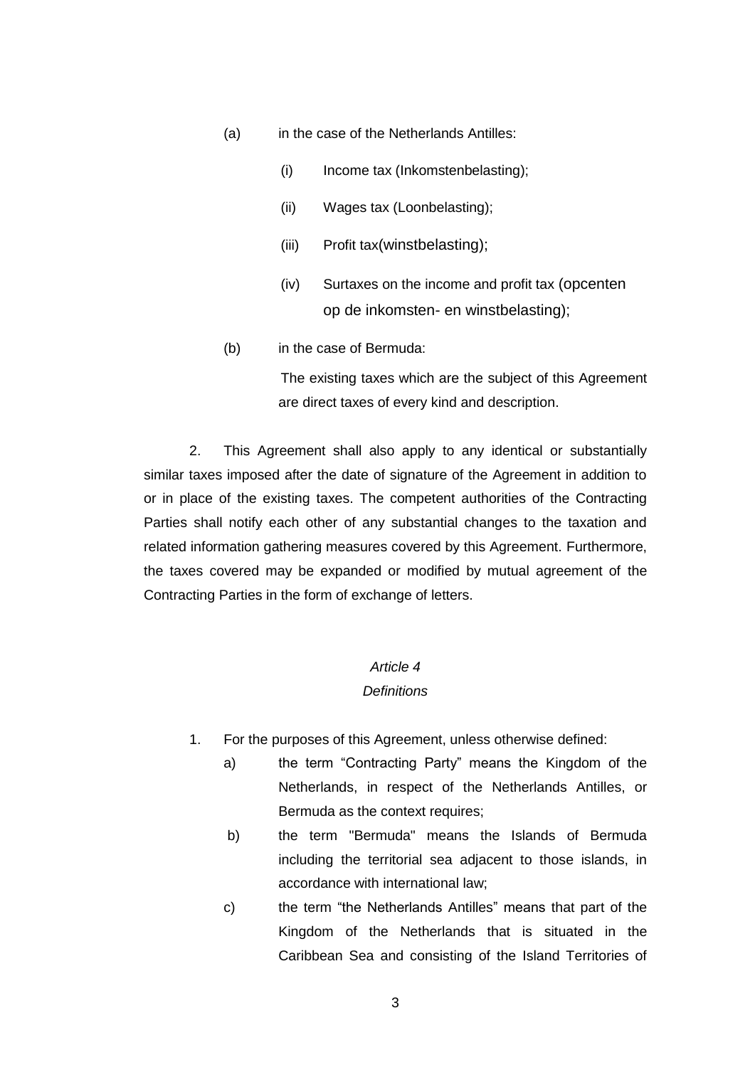(a) in the case of the Netherlands Antilles:

   (i) Income tax (Inkomstenbelasting);

   (ii) Wages tax (Loonbelasting);

   (iii) Profit tax(winstbelasting);

   (iv) Surtaxes on the income and profit tax (opcenten op de inkomsten- en winstbelasting);

(b) in the case of Bermuda:

   The existing taxes which are the subject of this Agreement are direct taxes of every kind and description.

2. This Agreement shall also apply to any identical or substantially similar taxes imposed after the date of signature of the Agreement in addition to or in place of the existing taxes. The competent authorities of the Contracting Parties shall notify each other of any substantial changes to the taxation and related information gathering measures covered by this Agreement. Furthermore, the taxes covered may be expanded or modified by mutual agreement of the Contracting Parties in the form of exchange of letters.

*Article 4*

*Definitions*

1. For the purposes of this Agreement, unless otherwise defined:

   a) the term “Contracting Party” means the Kingdom of the Netherlands, in respect of the Netherlands Antilles, or Bermuda as the context requires;

   b) the term "Bermuda" means the Islands of Bermuda including the territorial sea adjacent to those islands, in accordance with international law;

   c) the term “the Netherlands Antilles” means that part of the Kingdom of the Netherlands that is situated in the Caribbean Sea and consisting of the Island Territories of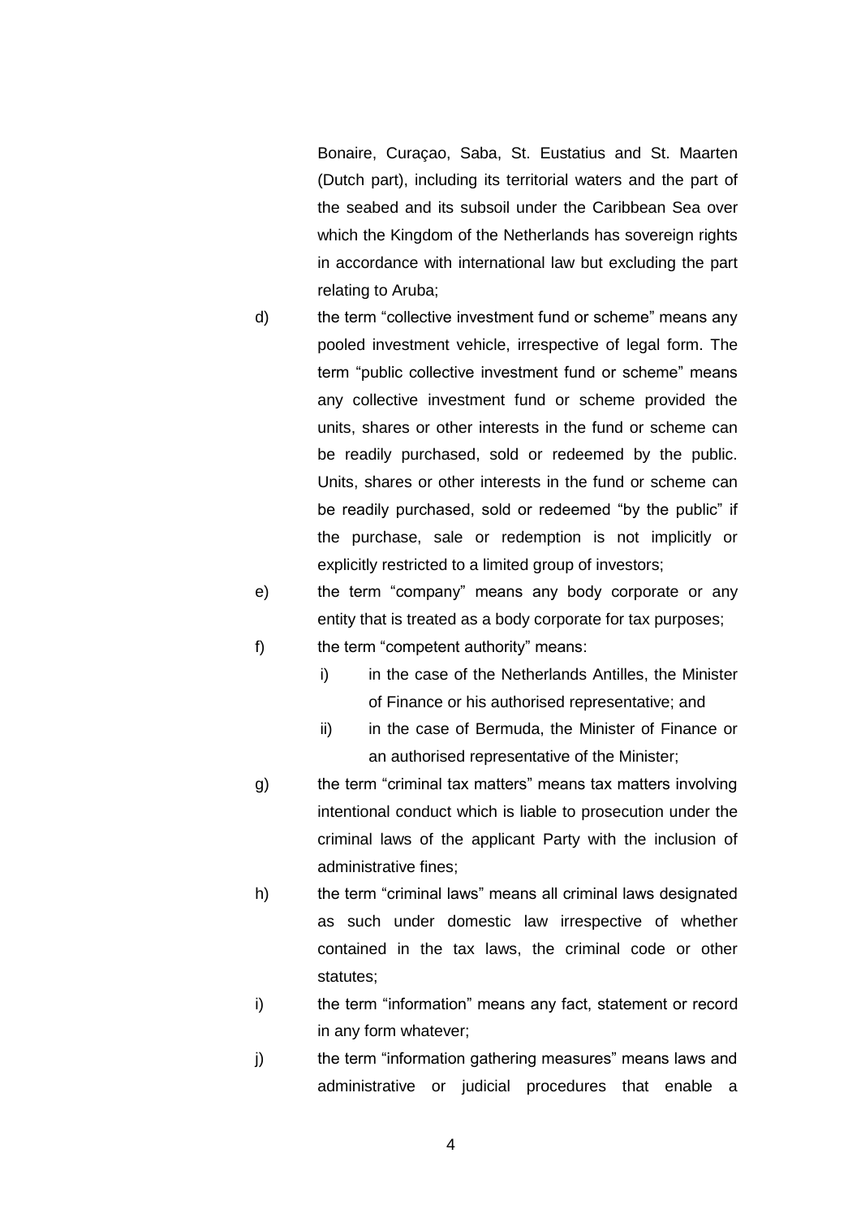Bonaire, Curaçao, Saba, St. Eustatius and St. Maarten (Dutch part), including its territorial waters and the part of the seabed and its subsoil under the Caribbean Sea over which the Kingdom of the Netherlands has sovereign rights in accordance with international law but excluding the part relating to Aruba;

d) the term "collective investment fund or scheme" means any pooled investment vehicle, irrespective of legal form. The term "public collective investment fund or scheme" means any collective investment fund or scheme provided the units, shares or other interests in the fund or scheme can be readily purchased, sold or redeemed by the public. Units, shares or other interests in the fund or scheme can be readily purchased, sold or redeemed "by the public" if the purchase, sale or redemption is not implicitly or explicitly restricted to a limited group of investors;

e) the term "company" means any body corporate or any entity that is treated as a body corporate for tax purposes;

f) the term "competent authority" means:

   i) in the case of the Netherlands Antilles, the Minister of Finance or his authorised representative; and

   ii) in the case of Bermuda, the Minister of Finance or an authorised representative of the Minister;

g) the term "criminal tax matters" means tax matters involving intentional conduct which is liable to prosecution under the criminal laws of the applicant Party with the inclusion of administrative fines;

h) the term "criminal laws" means all criminal laws designated as such under domestic law irrespective of whether contained in the tax laws, the criminal code or other statutes;

i) the term "information" means any fact, statement or record in any form whatever;

j) the term "information gathering measures" means laws and administrative or judicial procedures that enable a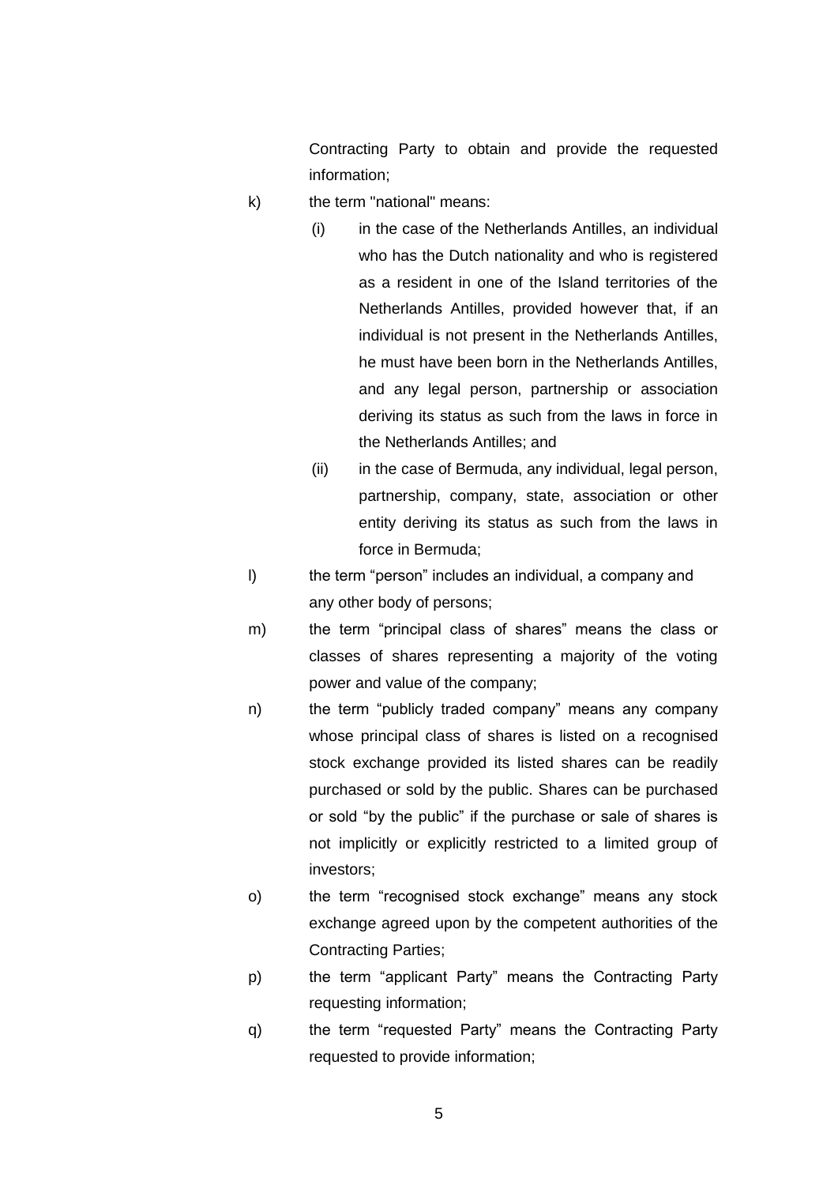Contracting Party to obtain and provide the requested information;

k) the term "national" means:

   (i) in the case of the Netherlands Antilles, an individual who has the Dutch nationality and who is registered as a resident in one of the Island territories of the Netherlands Antilles, provided however that, if an individual is not present in the Netherlands Antilles, he must have been born in the Netherlands Antilles, and any legal person, partnership or association deriving its status as such from the laws in force in the Netherlands Antilles; and

   (ii) in the case of Bermuda, any individual, legal person, partnership, company, state, association or other entity deriving its status as such from the laws in force in Bermuda;

l) the term “person” includes an individual, a company and any other body of persons;

m) the term “principal class of shares” means the class or classes of shares representing a majority of the voting power and value of the company;

n) the term “publicly traded company” means any company whose principal class of shares is listed on a recognised stock exchange provided its listed shares can be readily purchased or sold by the public. Shares can be purchased or sold “by the public” if the purchase or sale of shares is not implicitly or explicitly restricted to a limited group of investors;

o) the term “recognised stock exchange” means any stock exchange agreed upon by the competent authorities of the Contracting Parties;

p) the term “applicant Party” means the Contracting Party requesting information;

q) the term “requested Party” means the Contracting Party requested to provide information;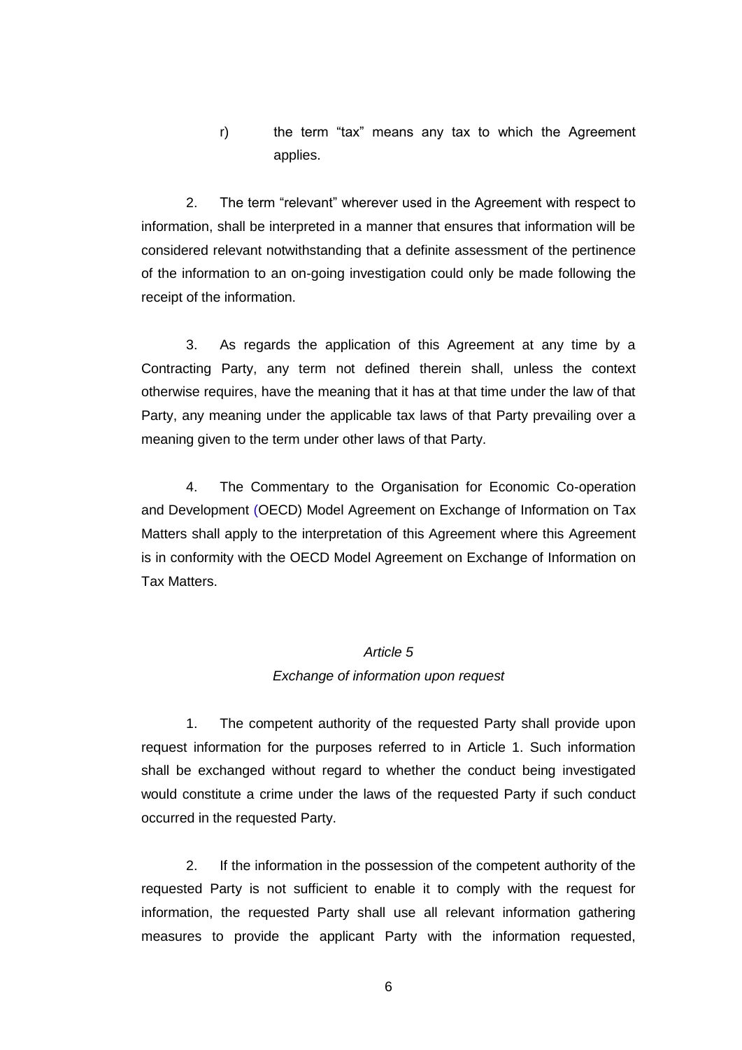r) the term "tax" means any tax to which the Agreement applies.

2. The term "relevant" wherever used in the Agreement with respect to information, shall be interpreted in a manner that ensures that information will be considered relevant notwithstanding that a definite assessment of the pertinence of the information to an on-going investigation could only be made following the receipt of the information.

3. As regards the application of this Agreement at any time by a Contracting Party, any term not defined therein shall, unless the context otherwise requires, have the meaning that it has at that time under the law of that Party, any meaning under the applicable tax laws of that Party prevailing over a meaning given to the term under other laws of that Party.

4. The Commentary to the Organisation for Economic Co-operation and Development (OECD) Model Agreement on Exchange of Information on Tax Matters shall apply to the interpretation of this Agreement where this Agreement is in conformity with the OECD Model Agreement on Exchange of Information on Tax Matters.

*Article 5*

*Exchange of information upon request*

1. The competent authority of the requested Party shall provide upon request information for the purposes referred to in Article 1. Such information shall be exchanged without regard to whether the conduct being investigated would constitute a crime under the laws of the requested Party if such conduct occurred in the requested Party.

2. If the information in the possession of the competent authority of the requested Party is not sufficient to enable it to comply with the request for information, the requested Party shall use all relevant information gathering measures to provide the applicant Party with the information requested,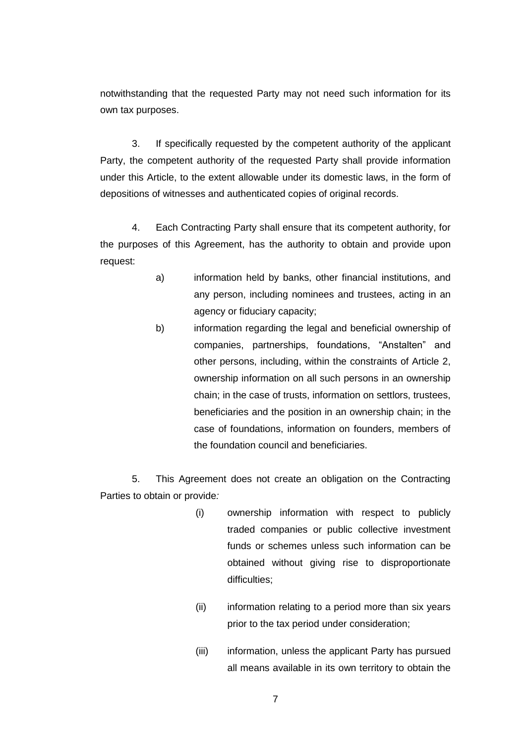notwithstanding that the requested Party may not need such information for its own tax purposes.

3. If specifically requested by the competent authority of the applicant Party, the competent authority of the requested Party shall provide information under this Article, to the extent allowable under its domestic laws, in the form of depositions of witnesses and authenticated copies of original records.

4. Each Contracting Party shall ensure that its competent authority, for the purposes of this Agreement, has the authority to obtain and provide upon request:

a) information held by banks, other financial institutions, and any person, including nominees and trustees, acting in an agency or fiduciary capacity;

b) information regarding the legal and beneficial ownership of companies, partnerships, foundations, "Anstalten" and other persons, including, within the constraints of Article 2, ownership information on all such persons in an ownership chain; in the case of trusts, information on settlors, trustees, beneficiaries and the position in an ownership chain; in the case of foundations, information on founders, members of the foundation council and beneficiaries.

5. This Agreement does not create an obligation on the Contracting Parties to obtain or provide*:*

(i) ownership information with respect to publicly traded companies or public collective investment funds or schemes unless such information can be obtained without giving rise to disproportionate difficulties;

(ii) information relating to a period more than six years prior to the tax period under consideration;

(iii) information, unless the applicant Party has pursued all means available in its own territory to obtain the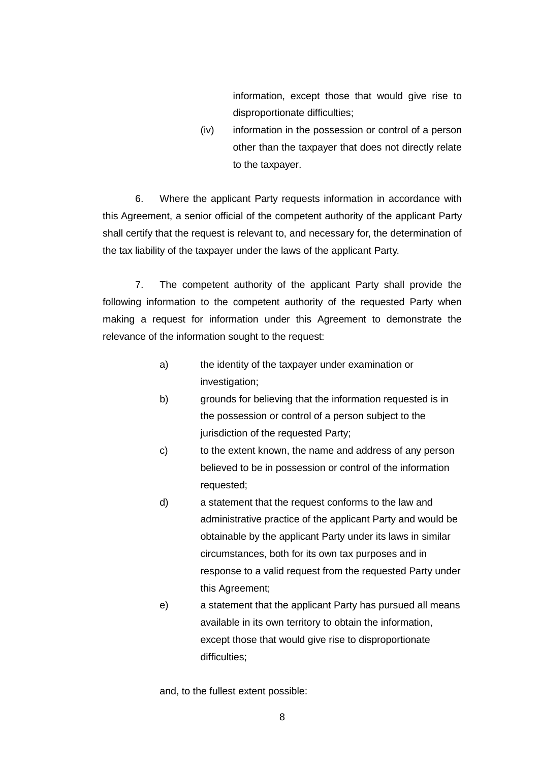information, except those that would give rise to disproportionate difficulties;

(iv) information in the possession or control of a person other than the taxpayer that does not directly relate to the taxpayer.

6. Where the applicant Party requests information in accordance with this Agreement, a senior official of the competent authority of the applicant Party shall certify that the request is relevant to, and necessary for, the determination of the tax liability of the taxpayer under the laws of the applicant Party.

7. The competent authority of the applicant Party shall provide the following information to the competent authority of the requested Party when making a request for information under this Agreement to demonstrate the relevance of the information sought to the request:

a) the identity of the taxpayer under examination or investigation;

b) grounds for believing that the information requested is in the possession or control of a person subject to the jurisdiction of the requested Party;

c) to the extent known, the name and address of any person believed to be in possession or control of the information requested;

d) a statement that the request conforms to the law and administrative practice of the applicant Party and would be obtainable by the applicant Party under its laws in similar circumstances, both for its own tax purposes and in response to a valid request from the requested Party under this Agreement;

e) a statement that the applicant Party has pursued all means available in its own territory to obtain the information, except those that would give rise to disproportionate difficulties;

and, to the fullest extent possible: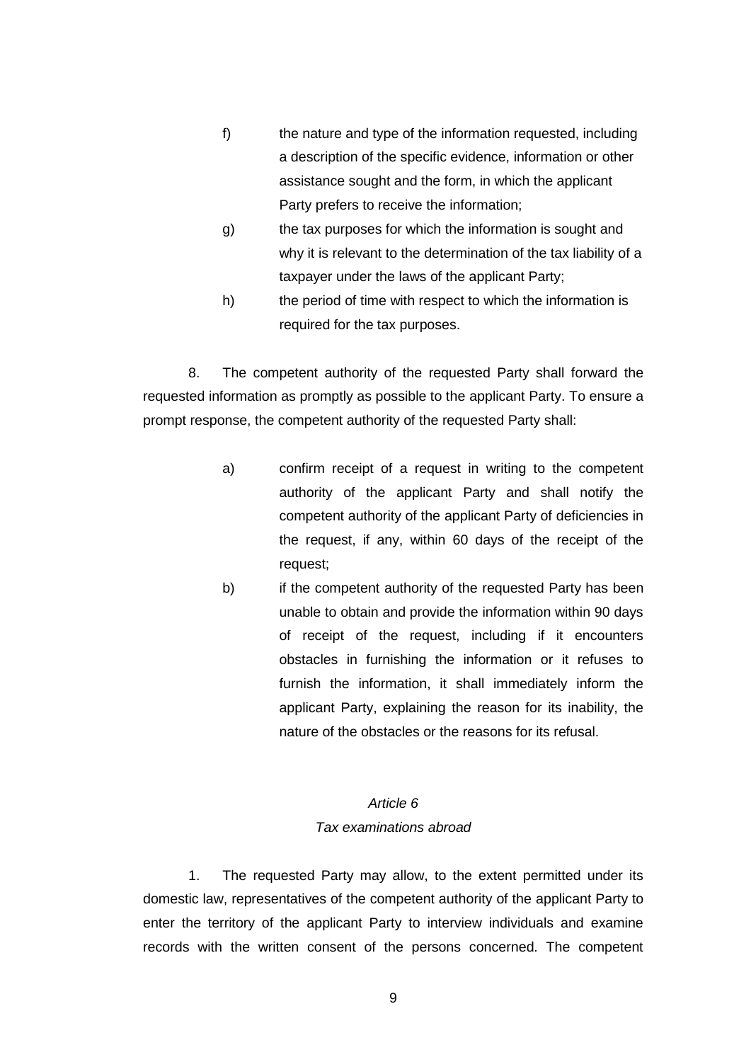f) the nature and type of the information requested, including a description of the specific evidence, information or other assistance sought and the form, in which the applicant Party prefers to receive the information;

g) the tax purposes for which the information is sought and why it is relevant to the determination of the tax liability of a taxpayer under the laws of the applicant Party;

h) the period of time with respect to which the information is required for the tax purposes.

8. The competent authority of the requested Party shall forward the requested information as promptly as possible to the applicant Party. To ensure a prompt response, the competent authority of the requested Party shall:

a) confirm receipt of a request in writing to the competent authority of the applicant Party and shall notify the competent authority of the applicant Party of deficiencies in the request, if any, within 60 days of the receipt of the request;

b) if the competent authority of the requested Party has been unable to obtain and provide the information within 90 days of receipt of the request, including if it encounters obstacles in furnishing the information or it refuses to furnish the information, it shall immediately inform the applicant Party, explaining the reason for its inability, the nature of the obstacles or the reasons for its refusal.

*Article 6*

*Tax examinations abroad*

1. The requested Party may allow, to the extent permitted under its domestic law, representatives of the competent authority of the applicant Party to enter the territory of the applicant Party to interview individuals and examine records with the written consent of the persons concerned. The competent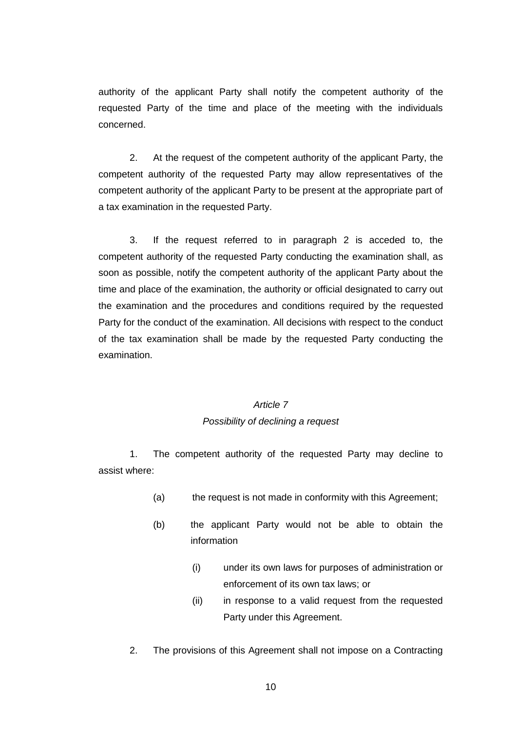authority of the applicant Party shall notify the competent authority of the requested Party of the time and place of the meeting with the individuals concerned.

2. At the request of the competent authority of the applicant Party, the competent authority of the requested Party may allow representatives of the competent authority of the applicant Party to be present at the appropriate part of a tax examination in the requested Party.

3. If the request referred to in paragraph 2 is acceded to, the competent authority of the requested Party conducting the examination shall, as soon as possible, notify the competent authority of the applicant Party about the time and place of the examination, the authority or official designated to carry out the examination and the procedures and conditions required by the requested Party for the conduct of the examination. All decisions with respect to the conduct of the tax examination shall be made by the requested Party conducting the examination.

*Article 7*

*Possibility of declining a request*

1. The competent authority of the requested Party may decline to assist where:

(a) the request is not made in conformity with this Agreement;

(b) the applicant Party would not be able to obtain the information

(i) under its own laws for purposes of administration or enforcement of its own tax laws; or

(ii) in response to a valid request from the requested Party under this Agreement.

2. The provisions of this Agreement shall not impose on a Contracting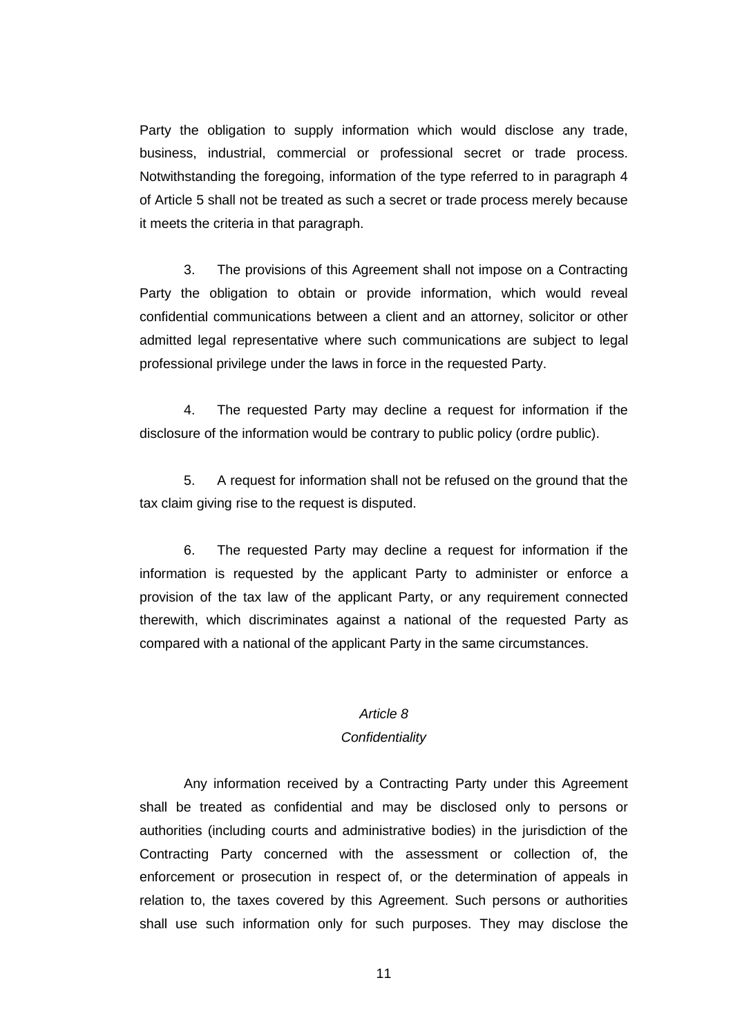Party the obligation to supply information which would disclose any trade, business, industrial, commercial or professional secret or trade process. Notwithstanding the foregoing, information of the type referred to in paragraph 4 of Article 5 shall not be treated as such a secret or trade process merely because it meets the criteria in that paragraph.

3. The provisions of this Agreement shall not impose on a Contracting Party the obligation to obtain or provide information, which would reveal confidential communications between a client and an attorney, solicitor or other admitted legal representative where such communications are subject to legal professional privilege under the laws in force in the requested Party.

4. The requested Party may decline a request for information if the disclosure of the information would be contrary to public policy (ordre public).

5. A request for information shall not be refused on the ground that the tax claim giving rise to the request is disputed.

6. The requested Party may decline a request for information if the information is requested by the applicant Party to administer or enforce a provision of the tax law of the applicant Party, or any requirement connected therewith, which discriminates against a national of the requested Party as compared with a national of the applicant Party in the same circumstances.

*Article 8*
*Confidentiality*

Any information received by a Contracting Party under this Agreement shall be treated as confidential and may be disclosed only to persons or authorities (including courts and administrative bodies) in the jurisdiction of the Contracting Party concerned with the assessment or collection of, the enforcement or prosecution in respect of, or the determination of appeals in relation to, the taxes covered by this Agreement. Such persons or authorities shall use such information only for such purposes. They may disclose the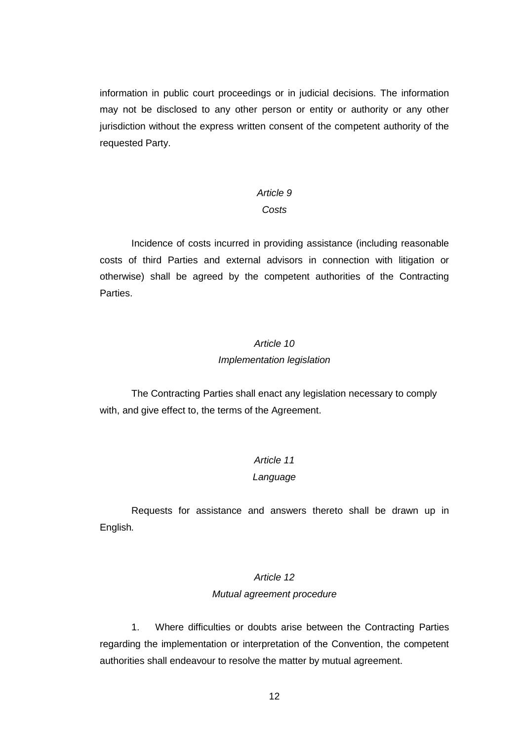information in public court proceedings or in judicial decisions. The information may not be disclosed to any other person or entity or authority or any other jurisdiction without the express written consent of the competent authority of the requested Party.

*Article 9*

*Costs*

Incidence of costs incurred in providing assistance (including reasonable costs of third Parties and external advisors in connection with litigation or otherwise) shall be agreed by the competent authorities of the Contracting Parties.

*Article 10*

*Implementation legislation*

The Contracting Parties shall enact any legislation necessary to comply with, and give effect to, the terms of the Agreement.

*Article 11*

*Language*

Requests for assistance and answers thereto shall be drawn up in English.

*Article 12*

*Mutual agreement procedure*

1. Where difficulties or doubts arise between the Contracting Parties regarding the implementation or interpretation of the Convention, the competent authorities shall endeavour to resolve the matter by mutual agreement.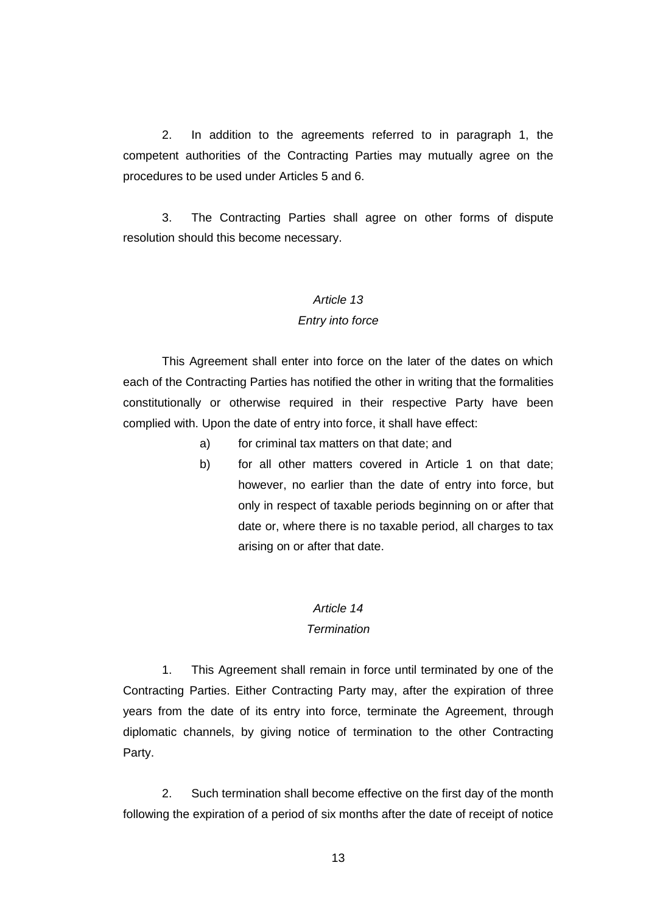2. In addition to the agreements referred to in paragraph 1, the competent authorities of the Contracting Parties may mutually agree on the procedures to be used under Articles 5 and 6.

3. The Contracting Parties shall agree on other forms of dispute resolution should this become necessary.

*Article 13*

*Entry into force*

This Agreement shall enter into force on the later of the dates on which each of the Contracting Parties has notified the other in writing that the formalities constitutionally or otherwise required in their respective Party have been complied with. Upon the date of entry into force, it shall have effect:

a) for criminal tax matters on that date; and

b) for all other matters covered in Article 1 on that date; however, no earlier than the date of entry into force, but only in respect of taxable periods beginning on or after that date or, where there is no taxable period, all charges to tax arising on or after that date.

*Article 14*

*Termination*

1. This Agreement shall remain in force until terminated by one of the Contracting Parties. Either Contracting Party may, after the expiration of three years from the date of its entry into force, terminate the Agreement, through diplomatic channels, by giving notice of termination to the other Contracting Party.

2. Such termination shall become effective on the first day of the month following the expiration of a period of six months after the date of receipt of notice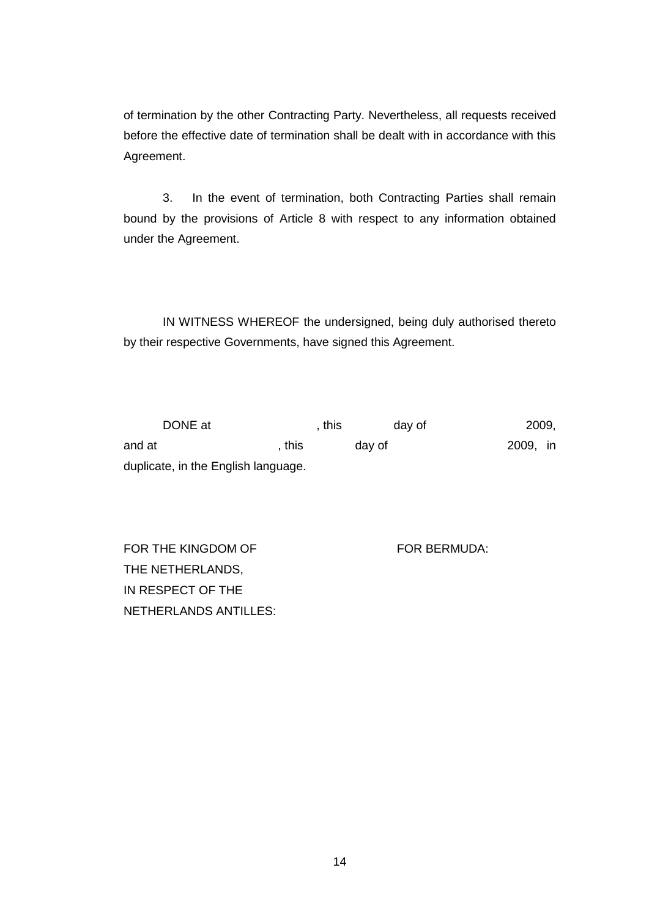of termination by the other Contracting Party. Nevertheless, all requests received before the effective date of termination shall be dealt with in accordance with this Agreement.

3. In the event of termination, both Contracting Parties shall remain bound by the provisions of Article 8 with respect to any information obtained under the Agreement.

IN WITNESS WHEREOF the undersigned, being duly authorised thereto by their respective Governments, have signed this Agreement.

DONE at , this day of 2009, and at , this day of 2009, in duplicate, in the English language.

| | |
|---|---|
| FOR THE KINGDOM OF THE NETHERLANDS, IN RESPECT OF THE NETHERLANDS ANTILLES: | FOR BERMUDA: |